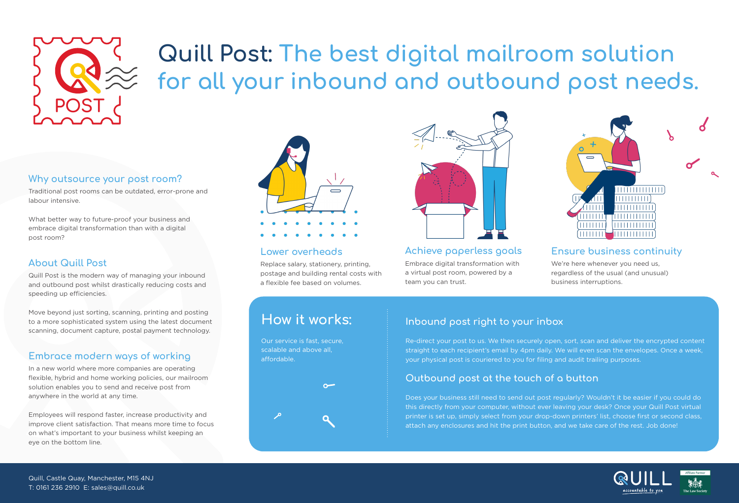# Quill Post: The best digital mailroom solution for all your inbound and outbound post needs.

## Why outsource your post room?

Traditional post rooms can be outdated, error-prone and labour intensive.

What better way to future-proof your business and embrace digital transformation than with a digital post room?

## About Quill Post

Quill Post is the modern way of managing your inbound and outbound post whilst drastically reducing costs and speeding up efficiencies.

Move beyond just sorting, scanning, printing and posting to a more sophisticated system using the latest document scanning, document capture, postal payment technology.

## Embrace modern ways of working

In a new world where more companies are operating flexible, hybrid and home working policies, our mailroom solution enables you to send and receive post from anywhere in the world at any time.

Employees will respond faster, increase productivity and improve client satisfaction. That means more time to focus on what's important to your business whilst keeping an eye on the bottom line.

## Lower overheads

Replace salary, stationery, printing, postage and building rental costs with a flexible fee based on volumes.

## Achieve paperless goals

Embrace digital transformation with a virtual post room, powered by a team you can trust.

## Ensure business continuity

We're here whenever you need us, regardless of the usual (and unusual) business interruptions.

## How it works:

Our service is fast, secure, scalable and above all, affordable.

### Inbound post right to your inbox

Re-direct your post to us. We then securely open, sort, scan and deliver the encrypted content straight to each recipient's email by 4pm daily. We will even scan the envelopes. Once a week, your physical post is couriered to you for filing and audit trailing purposes.

### Outbound post at the touch of a button

Does your business still need to send out post regularly? Wouldn't it be easier if you could do this directly from your computer, without ever leaving your desk? Once your Quill Post virtual printer is set up, simply select from your drop-down printers' list, choose first or second class, attach any enclosures and hit the print button, and we take care of the rest. Job done!

Quill, Castle Quay, Manchester, M15 4NJ
T: 0161 236 2910 E: sales@quill.co.uk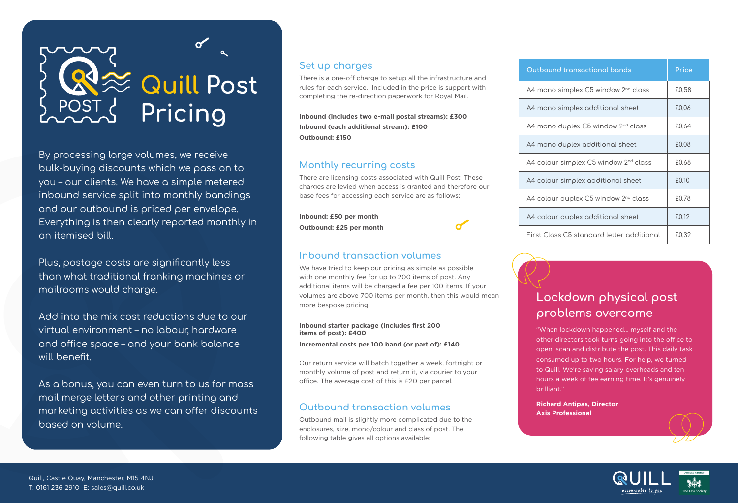# Quill Post Pricing

By processing large volumes, we receive bulk-buying discounts which we pass on to you – our clients. We have a simple metered inbound service split into monthly bandings and our outbound is priced per envelope. Everything is then clearly reported monthly in an itemised bill.

Plus, postage costs are significantly less than what traditional franking machines or mailrooms would charge.

Add into the mix cost reductions due to our virtual environment – no labour, hardware and office space – and your bank balance will benefit.

As a bonus, you can even turn to us for mass mail merge letters and other printing and marketing activities as we can offer discounts based on volume.

## Set up charges

There is a one-off charge to setup all the infrastructure and rules for each service. Included in the price is support with completing the re-direction paperwork for Royal Mail.

**Inbound (includes two e-mail postal streams): £300**
**Inbound (each additional stream): £100**
**Outbound: £150**

## Monthly recurring costs

There are licensing costs associated with Quill Post. These charges are levied when access is granted and therefore our base fees for accessing each service are as follows:

**Inbound: £50 per month**
**Outbound: £25 per month**

## Inbound transaction volumes

We have tried to keep our pricing as simple as possible with one monthly fee for up to 200 items of post. Any additional items will be charged a fee per 100 items. If your volumes are above 700 items per month, then this would mean more bespoke pricing.

**Inbound starter package (includes first 200 items of post): £400**

**Incremental costs per 100 band (or part of): £140**

Our return service will batch together a week, fortnight or monthly volume of post and return it, via courier to your office. The average cost of this is £20 per parcel.

## Outbound transaction volumes

Outbound mail is slightly more complicated due to the enclosures, size, mono/colour and class of post. The following table gives all options available:

| Outbound transactional bands | Price |
|---|---|
| A4 mono simplex C5 window 2nd class | £0.58 |
| A4 mono simplex additional sheet | £0.06 |
| A4 mono duplex C5 window 2nd class | £0.64 |
| A4 mono duplex additional sheet | £0.08 |
| A4 colour simplex C5 window 2nd class | £0.68 |
| A4 colour simplex additional sheet | £0.10 |
| A4 colour duplex C5 window 2nd class | £0.78 |
| A4 colour duplex additional sheet | £0.12 |
| First Class C5 standard letter additional | £0.32 |

## Lockdown physical post problems overcome

"When lockdown happened... myself and the other directors took turns going into the office to open, scan and distribute the post. This daily task consumed up to two hours. For help, we turned to Quill. We're saving salary overheads and ten hours a week of fee earning time. It's genuinely brilliant."

**Richard Antipas, Director**
**Axis Professional**

Quill, Castle Quay, Manchester, M15 4NJ
T: 0161 236 2910 E: sales@quill.co.uk